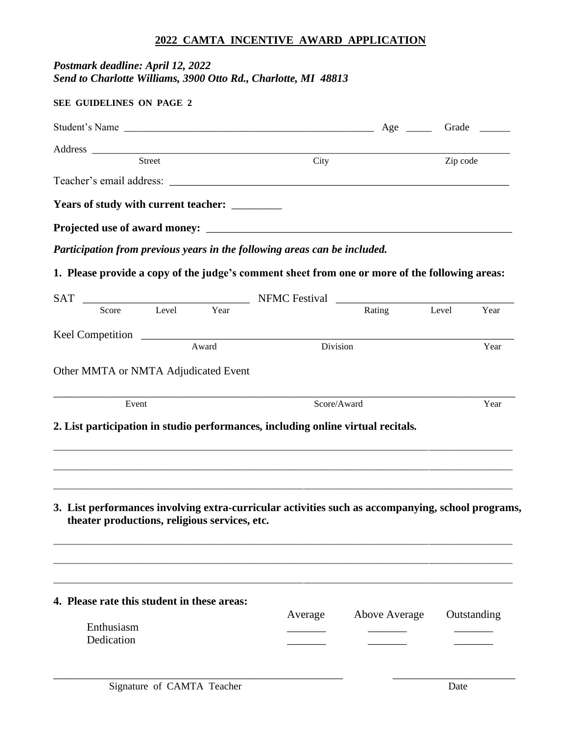# 2022 CAMTA INCENTIVE AWARD APPLICATION

***Postmark deadline: April 12, 2022***
***Send to Charlotte Williams, 3900 Otto Rd., Charlotte, MI 48813***

**SEE GUIDELINES ON PAGE 2**

Student's Name ______________________________________________ Age _____ Grade ______

Address ______________________________________________________________________________
Street City Zip code

Teacher's email address: ______________________________________________________________

**Years of study with current teacher:** _________

**Projected use of award money:** ____________________________________________________

***Participation from previous years in the following areas can be included.***

**1. Please provide a copy of the judge's comment sheet from one or more of the following areas:**

SAT ______________________________ NFMC Festival ______________________________
Score Level Year Rating Level Year

Keel Competition ______________________________________________________________
Award Division Year

Other MMTA or NMTA Adjudicated Event

______________________________________________________________________________
Event Score/Award Year

**2. List participation in studio performances, including online virtual recitals.**

______________________________________________________________________________

______________________________________________________________________________

______________________________________________________________________________

**3. List performances involving extra-curricular activities such as accompanying, school programs, theater productions, religious services, etc.**

______________________________________________________________________________

______________________________________________________________________________

______________________________________________________________________________

**4. Please rate this student in these areas:**

| | Average | Above Average | Outstanding |
|---|---|---|---|
| Enthusiasm | _______ | _______ | _______ |
| Dedication | _______ | _______ | _______ |

______________________________________________ ______________________
Signature of CAMTA Teacher Date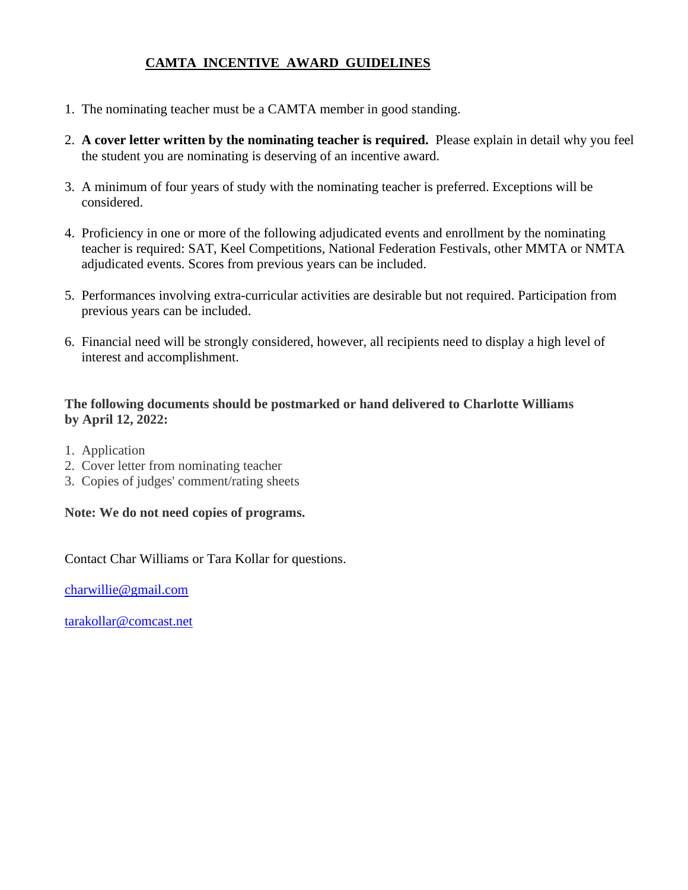# **CAMTA INCENTIVE AWARD GUIDELINES**

1. The nominating teacher must be a CAMTA member in good standing.
2. **A cover letter written by the nominating teacher is required.** Please explain in detail why you feel the student you are nominating is deserving of an incentive award.
3. A minimum of four years of study with the nominating teacher is preferred. Exceptions will be considered.
4. Proficiency in one or more of the following adjudicated events and enrollment by the nominating teacher is required: SAT, Keel Competitions, National Federation Festivals, other MMTA or NMTA adjudicated events. Scores from previous years can be included.
5. Performances involving extra-curricular activities are desirable but not required. Participation from previous years can be included.
6. Financial need will be strongly considered, however, all recipients need to display a high level of interest and accomplishment.

**The following documents should be postmarked or hand delivered to Charlotte Williams by April 12, 2022:**

1. Application
2. Cover letter from nominating teacher
3. Copies of judges' comment/rating sheets

**Note: We do not need copies of programs.**

Contact Char Williams or Tara Kollar for questions.

charwillie@gmail.com

tarakollar@comcast.net